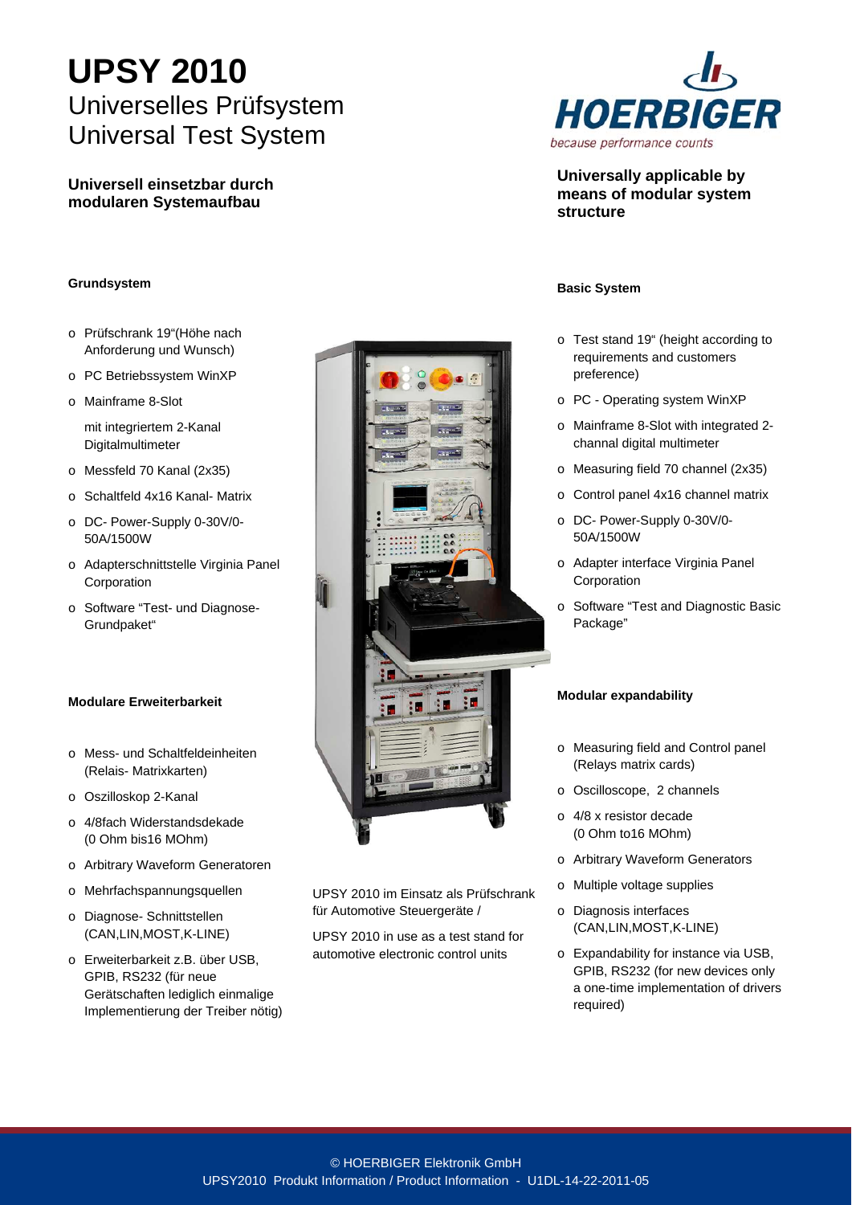# UPSY 2010

## Universelles Prüfsystem
## Universal Test System

**Universell einsetzbar durch modularen Systemaufbau**

**Universally applicable by means of modular system structure**

### Grundsystem

- Prüfschrank 19"(Höhe nach Anforderung und Wunsch)
- PC Betriebssystem WinXP
- Mainframe 8-Slot

  mit integriertem 2-Kanal Digitalmultimeter
- Messfeld 70 Kanal (2x35)
- Schaltfeld 4x16 Kanal- Matrix
- DC- Power-Supply 0-30V/0-50A/1500W
- Adapterschnittstelle Virginia Panel Corporation
- Software "Test- und Diagnose-Grundpaket"

### Modulare Erweiterbarkeit

- Mess- und Schaltfeldeinheiten (Relais- Matrixkarten)
- Oszilloskop 2-Kanal
- 4/8fach Widerstandsdekade (0 Ohm bis16 MOhm)
- Arbitrary Waveform Generatoren
- Mehrfachspannungsquellen
- Diagnose- Schnittstellen (CAN,LIN,MOST,K-LINE)
- Erweiterbarkeit z.B. über USB, GPIB, RS232 (für neue Gerätschaften lediglich einmalige Implementierung der Treiber nötig)

UPSY 2010 im Einsatz als Prüfschrank für Automotive Steuergeräte /

UPSY 2010 in use as a test stand for automotive electronic control units

### Basic System

- Test stand 19" (height according to requirements and customers preference)
- PC - Operating system WinXP
- Mainframe 8-Slot with integrated 2-channal digital multimeter
- Measuring field 70 channel (2x35)
- Control panel 4x16 channel matrix
- DC- Power-Supply 0-30V/0-50A/1500W
- Adapter interface Virginia Panel Corporation
- Software "Test and Diagnostic Basic Package"

### Modular expandability

- Measuring field and Control panel (Relays matrix cards)
- Oscilloscope, 2 channels
- 4/8 x resistor decade (0 Ohm to16 MOhm)
- Arbitrary Waveform Generators
- Multiple voltage supplies
- Diagnosis interfaces (CAN,LIN,MOST,K-LINE)
- Expandability for instance via USB, GPIB, RS232 (for new devices only a one-time implementation of drivers required)

© HOERBIGER Elektronik GmbH
UPSY2010 Produkt Information / Product Information - U1DL-14-22-2011-05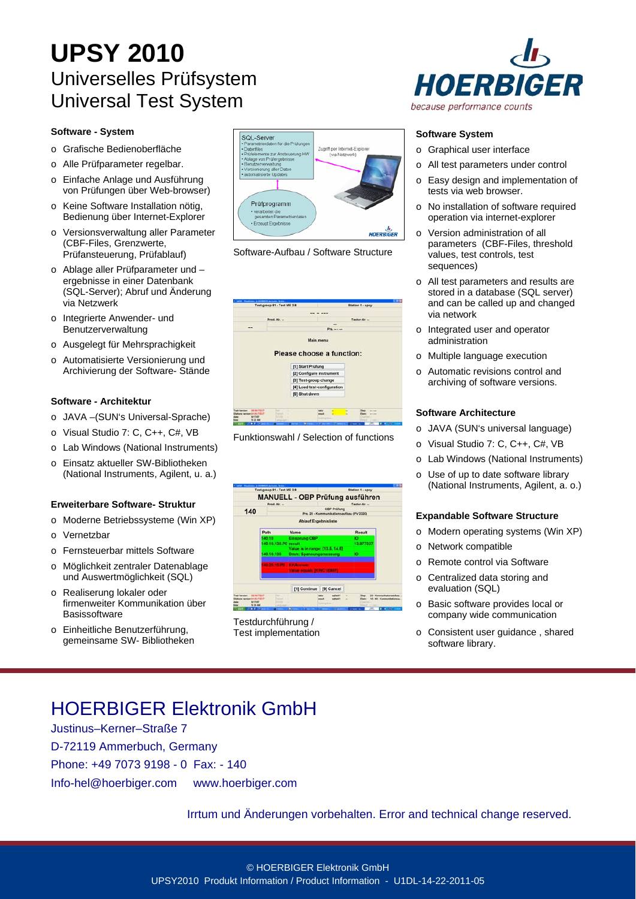# UPSY 2010

## Universelles Prüfsystem
## Universal Test System

### Software - System

- Grafische Bedienoberfläche
- Alle Prüfparameter regelbar.
- Einfache Anlage und Ausführung von Prüfungen über Web-browser)
- Keine Software Installation nötig, Bedienung über Internet-Explorer
- Versionsverwaltung aller Parameter (CBF-Files, Grenzwerte, Prüfansteuerung, Prüfablauf)
- Ablage aller Prüfparameter und –ergebnisse in einer Datenbank (SQL-Server); Abruf und Änderung via Netzwerk
- Integrierte Anwender- und Benutzerverwaltung
- Ausgelegt für Mehrsprachigkeit
- Automatisierte Versionierung und Archivierung der Software- Stände

### Software - Architektur

- JAVA –(SUN's Universal-Sprache)
- Visual Studio 7: C, C++, C#, VB
- Lab Windows (National Instruments)
- Einsatz aktueller SW-Bibliotheken (National Instruments, Agilent, u. a.)

### Erweiterbare Software- Struktur

- Moderne Betriebssysteme (Win XP)
- Vernetzbar
- Fernsteuerbar mittels Software
- Möglichkeit zentraler Datenablage und Auswertmöglichkeit (SQL)
- Realiserung lokaler oder firmenweiter Kommunikation über Basissoftware
- Einheitliche Benutzerführung, gemeinsame SW- Bibliotheken

Software-Aufbau / Software Structure

Funktionswahl / Selection of functions

Testdurchführung / Test implementation

### Software System

- Graphical user interface
- All test parameters under control
- Easy design and implementation of tests via web browser.
- No installation of software required operation via internet-explorer
- Version administration of all parameters (CBF-Files, threshold values, test controls, test sequences)
- All test parameters and results are stored in a database (SQL server) and can be called up and changed via network
- Integrated user and operator administration
- Multiple language execution
- Automatic revisions control and archiving of software versions.

### Software Architecture

- JAVA (SUN's universal language)
- Visual Studio 7: C, C++, C#, VB
- Lab Windows (National Instruments)
- Use of up to date software library (National Instruments, Agilent, a. o.)

### Expandable Software Structure

- Modern operating systems (Win XP)
- Network compatible
- Remote control via Software
- Centralized data storing and evaluation (SQL)
- Basic software provides local or company wide communication
- Consistent user guidance , shared software library.

## HOERBIGER Elektronik GmbH

Justinus–Kerner–Straße 7
D-72119 Ammerbuch, Germany
Phone: +49 7073 9198 - 0 Fax: - 140
Info-hel@hoerbiger.com www.hoerbiger.com

Irrtum und Änderungen vorbehalten. Error and technical change reserved.

© HOERBIGER Elektronik GmbH
UPSY2010 Produkt Information / Product Information - U1DL-14-22-2011-05